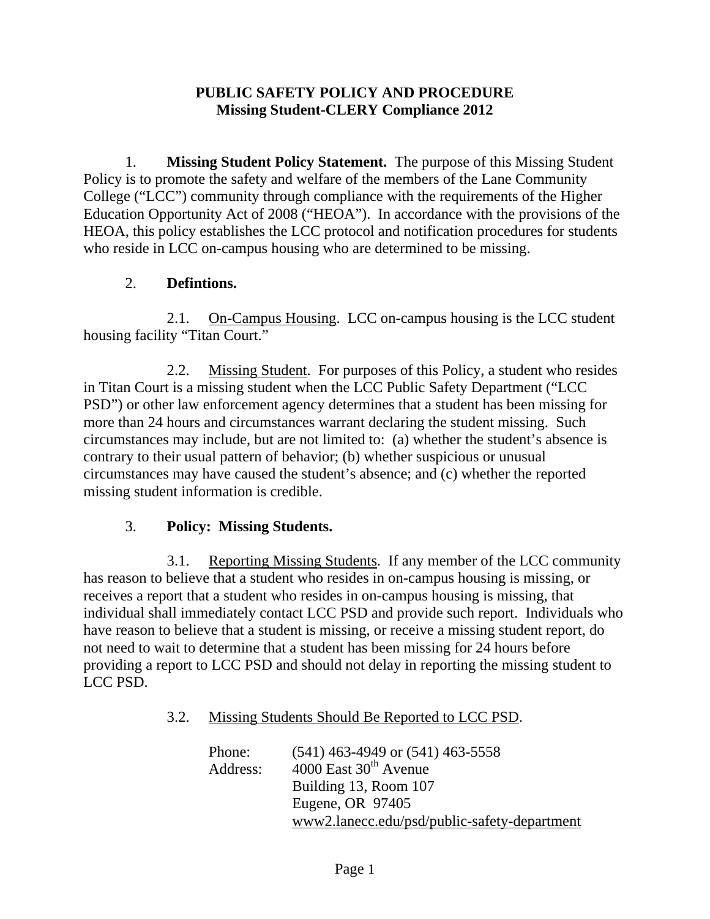# PUBLIC SAFETY POLICY AND PROCEDURE
## Missing Student-CLERY Compliance 2012

1. **Missing Student Policy Statement.** The purpose of this Missing Student Policy is to promote the safety and welfare of the members of the Lane Community College ("LCC") community through compliance with the requirements of the Higher Education Opportunity Act of 2008 ("HEOA"). In accordance with the provisions of the HEOA, this policy establishes the LCC protocol and notification procedures for students who reside in LCC on-campus housing who are determined to be missing.

2. **Defintions.**

2.1. On-Campus Housing. LCC on-campus housing is the LCC student housing facility "Titan Court."

2.2. Missing Student. For purposes of this Policy, a student who resides in Titan Court is a missing student when the LCC Public Safety Department ("LCC PSD") or other law enforcement agency determines that a student has been missing for more than 24 hours and circumstances warrant declaring the student missing. Such circumstances may include, but are not limited to: (a) whether the student's absence is contrary to their usual pattern of behavior; (b) whether suspicious or unusual circumstances may have caused the student's absence; and (c) whether the reported missing student information is credible.

3. **Policy: Missing Students.**

3.1. Reporting Missing Students. If any member of the LCC community has reason to believe that a student who resides in on-campus housing is missing, or receives a report that a student who resides in on-campus housing is missing, that individual shall immediately contact LCC PSD and provide such report. Individuals who have reason to believe that a student is missing, or receive a missing student report, do not need to wait to determine that a student has been missing for 24 hours before providing a report to LCC PSD and should not delay in reporting the missing student to LCC PSD.

3.2. Missing Students Should Be Reported to LCC PSD.

Phone: (541) 463-4949 or (541) 463-5558
Address: 4000 East 30th Avenue
Building 13, Room 107
Eugene, OR 97405
www2.lanecc.edu/psd/public-safety-department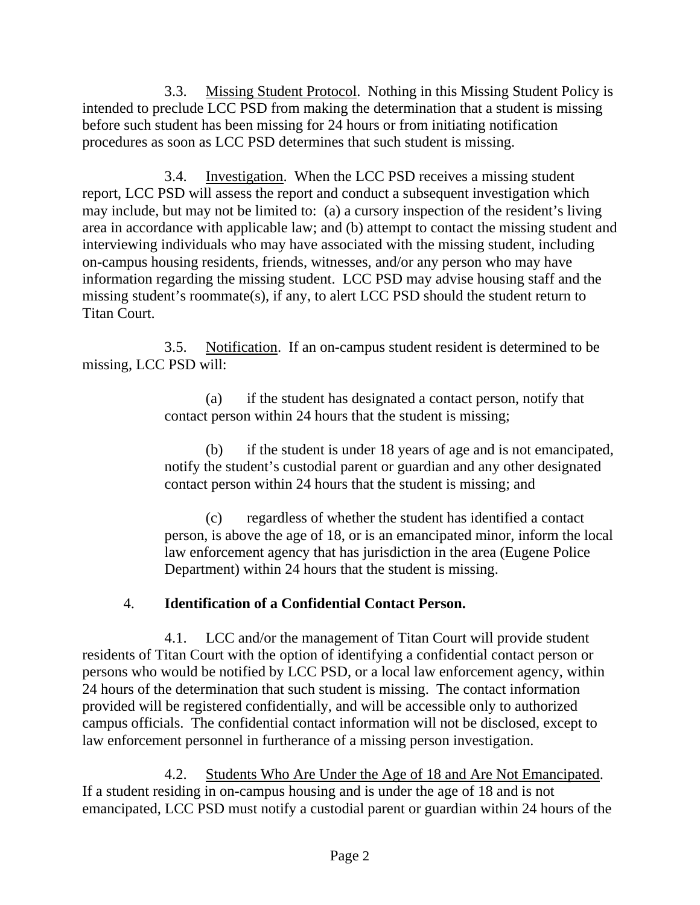3.3. Missing Student Protocol. Nothing in this Missing Student Policy is intended to preclude LCC PSD from making the determination that a student is missing before such student has been missing for 24 hours or from initiating notification procedures as soon as LCC PSD determines that such student is missing.

3.4. Investigation. When the LCC PSD receives a missing student report, LCC PSD will assess the report and conduct a subsequent investigation which may include, but may not be limited to: (a) a cursory inspection of the resident's living area in accordance with applicable law; and (b) attempt to contact the missing student and interviewing individuals who may have associated with the missing student, including on-campus housing residents, friends, witnesses, and/or any person who may have information regarding the missing student. LCC PSD may advise housing staff and the missing student's roommate(s), if any, to alert LCC PSD should the student return to Titan Court.

3.5. Notification. If an on-campus student resident is determined to be missing, LCC PSD will:

(a) if the student has designated a contact person, notify that contact person within 24 hours that the student is missing;

(b) if the student is under 18 years of age and is not emancipated, notify the student's custodial parent or guardian and any other designated contact person within 24 hours that the student is missing; and

(c) regardless of whether the student has identified a contact person, is above the age of 18, or is an emancipated minor, inform the local law enforcement agency that has jurisdiction in the area (Eugene Police Department) within 24 hours that the student is missing.

4. **Identification of a Confidential Contact Person.**

4.1. LCC and/or the management of Titan Court will provide student residents of Titan Court with the option of identifying a confidential contact person or persons who would be notified by LCC PSD, or a local law enforcement agency, within 24 hours of the determination that such student is missing. The contact information provided will be registered confidentially, and will be accessible only to authorized campus officials. The confidential contact information will not be disclosed, except to law enforcement personnel in furtherance of a missing person investigation.

4.2. Students Who Are Under the Age of 18 and Are Not Emancipated. If a student residing in on-campus housing and is under the age of 18 and is not emancipated, LCC PSD must notify a custodial parent or guardian within 24 hours of the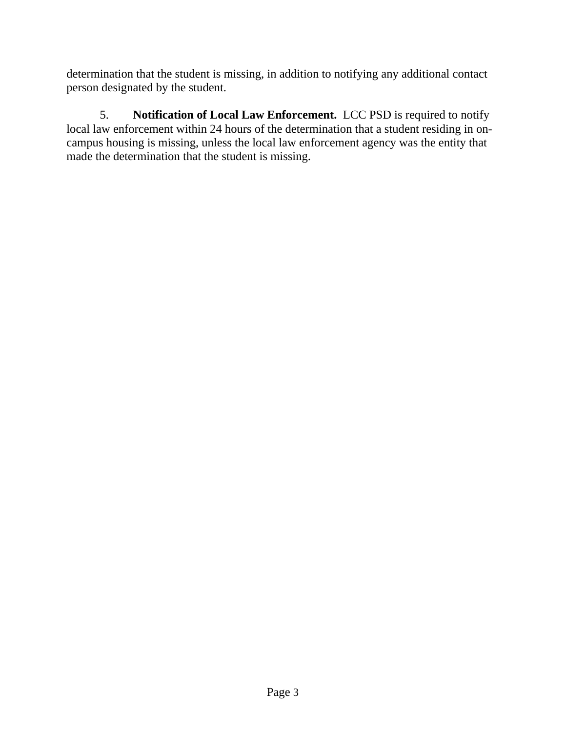determination that the student is missing, in addition to notifying any additional contact person designated by the student.

5. **Notification of Local Law Enforcement.** LCC PSD is required to notify local law enforcement within 24 hours of the determination that a student residing in on-campus housing is missing, unless the local law enforcement agency was the entity that made the determination that the student is missing.